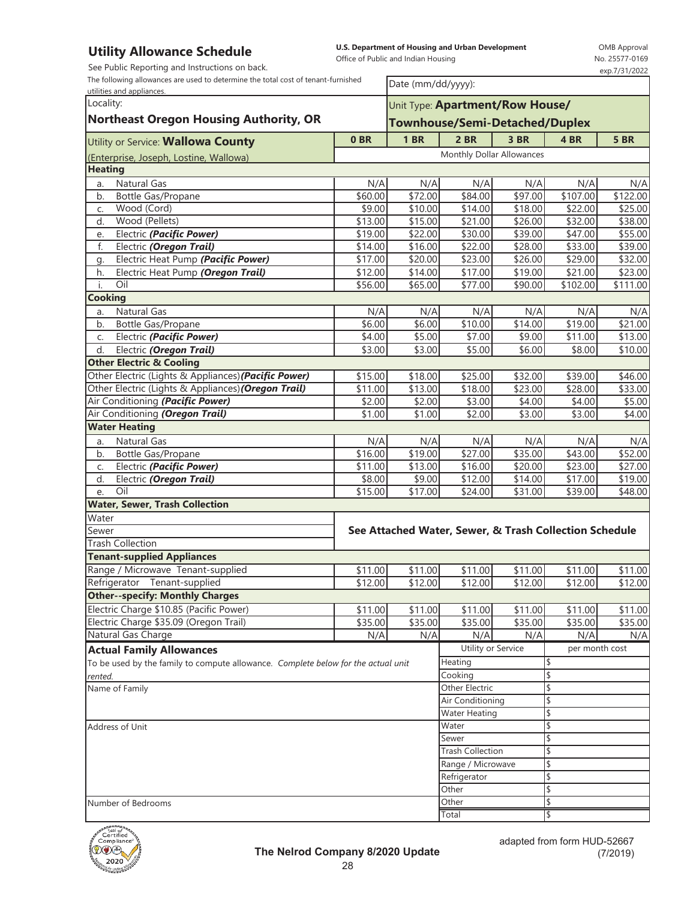## Utility Allowance Schedule

**U.S. Department of Housing and Urban Development**
Office of Public and Indian Housing

OMB Approval No. 25577-0169 exp.7/31/2022

See Public Reporting and Instructions on back.

The following allowances are used to determine the total cost of tenant-furnished utilities and appliances.

Date (mm/dd/yyyy):

Locality: **Northeast Oregon Housing Authority, OR**

Unit Type: **Apartment/Row House/ Townhouse/Semi-Detached/Duplex**

| Utility or Service: **Wallowa County** (Enterprise, Joseph, Lostine, Wallowa) | 0 BR | 1 BR | 2 BR | 3 BR | 4 BR | 5 BR |
|---|---|---|---|---|---|---|
| | Monthly Dollar Allowances | | | | | |
| **Heating** | | | | | | |
| a. Natural Gas | N/A | N/A | N/A | N/A | N/A | N/A |
| b. Bottle Gas/Propane | $60.00 | $72.00 | $84.00 | $97.00 | $107.00 | $122.00 |
| c. Wood (Cord) | $9.00 | $10.00 | $14.00 | $18.00 | $22.00 | $25.00 |
| d. Wood (Pellets) | $13.00 | $15.00 | $21.00 | $26.00 | $32.00 | $38.00 |
| e. Electric ***(Pacific Power)*** | $19.00 | $22.00 | $30.00 | $39.00 | $47.00 | $55.00 |
| f. Electric ***(Oregon Trail)*** | $14.00 | $16.00 | $22.00 | $28.00 | $33.00 | $39.00 |
| g. Electric Heat Pump ***(Pacific Power)*** | $17.00 | $20.00 | $23.00 | $26.00 | $29.00 | $32.00 |
| h. Electric Heat Pump ***(Oregon Trail)*** | $12.00 | $14.00 | $17.00 | $19.00 | $21.00 | $23.00 |
| i. Oil | $56.00 | $65.00 | $77.00 | $90.00 | $102.00 | $111.00 |
| **Cooking** | | | | | | |
| a. Natural Gas | N/A | N/A | N/A | N/A | N/A | N/A |
| b. Bottle Gas/Propane | $6.00 | $6.00 | $10.00 | $14.00 | $19.00 | $21.00 |
| c. Electric ***(Pacific Power)*** | $4.00 | $5.00 | $7.00 | $9.00 | $11.00 | $13.00 |
| d. Electric ***(Oregon Trail)*** | $3.00 | $3.00 | $5.00 | $6.00 | $8.00 | $10.00 |
| **Other Electric & Cooling** | | | | | | |
| Other Electric (Lights & Appliances) ***(Pacific Power)*** | $15.00 | $18.00 | $25.00 | $32.00 | $39.00 | $46.00 |
| Other Electric (Lights & Appliances) ***(Oregon Trail)*** | $11.00 | $13.00 | $18.00 | $23.00 | $28.00 | $33.00 |
| Air Conditioning ***(Pacific Power)*** | $2.00 | $2.00 | $3.00 | $4.00 | $4.00 | $5.00 |
| Air Conditioning ***(Oregon Trail)*** | $1.00 | $1.00 | $2.00 | $3.00 | $3.00 | $4.00 |
| **Water Heating** | | | | | | |
| a. Natural Gas | N/A | N/A | N/A | N/A | N/A | N/A |
| b. Bottle Gas/Propane | $16.00 | $19.00 | $27.00 | $35.00 | $43.00 | $52.00 |
| c. Electric ***(Pacific Power)*** | $11.00 | $13.00 | $16.00 | $20.00 | $23.00 | $27.00 |
| d. Electric ***(Oregon Trail)*** | $8.00 | $9.00 | $12.00 | $14.00 | $17.00 | $19.00 |
| e. Oil | $15.00 | $17.00 | $24.00 | $31.00 | $39.00 | $48.00 |
| **Water, Sewer, Trash Collection** | | | | | | |
| Water | **See Attached Water, Sewer, & Trash Collection Schedule** | | | | | |
| Sewer | | | | | | |
| Trash Collection | | | | | | |
| **Tenant-supplied Appliances** | | | | | | |
| Range / Microwave Tenant-supplied | $11.00 | $11.00 | $11.00 | $11.00 | $11.00 | $11.00 |
| Refrigerator Tenant-supplied | $12.00 | $12.00 | $12.00 | $12.00 | $12.00 | $12.00 |
| **Other--specify: Monthly Charges** | | | | | | |
| Electric Charge $10.85 (Pacific Power) | $11.00 | $11.00 | $11.00 | $11.00 | $11.00 | $11.00 |
| Electric Charge $35.09 (Oregon Trail) | $35.00 | $35.00 | $35.00 | $35.00 | $35.00 | $35.00 |
| Natural Gas Charge | N/A | N/A | N/A | N/A | N/A | N/A |

**Actual Family Allowances**

To be used by the family to compute allowance. *Complete below for the actual unit rented.*

Name of Family

Address of Unit

Number of Bedrooms

| Utility or Service | per month cost |
|---|---|
| Heating | $ |
| Cooking | $ |
| Other Electric | $ |
| Air Conditioning | $ |
| Water Heating | $ |
| Water | $ |
| Sewer | $ |
| Trash Collection | $ |
| Range / Microwave | $ |
| Refrigerator | $ |
| Other | $ |
| Other | $ |
| Total | $ |

**The Nelrod Company 8/2020 Update**

adapted from form HUD-52667 (7/2019)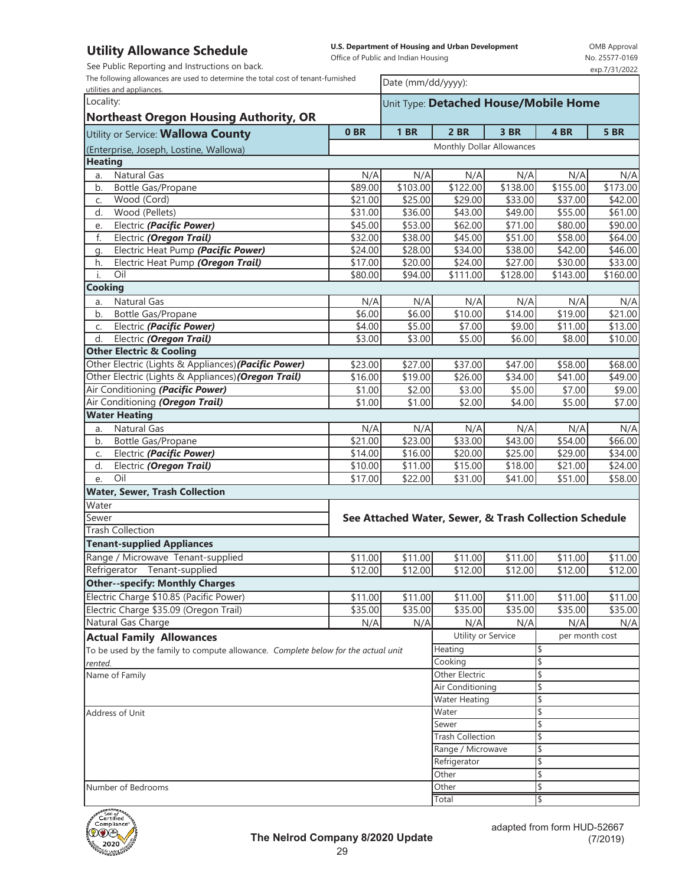## Utility Allowance Schedule

See Public Reporting and Instructions on back.

**U.S. Department of Housing and Urban Development**
Office of Public and Indian Housing

OMB Approval No. 25577-0169 exp.7/31/2022

The following allowances are used to determine the total cost of tenant-furnished utilities and appliances.

Date (mm/dd/yyyy):

Locality: **Northeast Oregon Housing Authority, OR**

Unit Type: **Detached House/Mobile Home**

| Utility or Service: **Wallowa County** (Enterprise, Joseph, Lostine, Wallowa) | 0 BR | 1 BR | 2 BR | 3 BR | 4 BR | 5 BR |
|---|---|---|---|---|---|---|
| | Monthly Dollar Allowances | | | | | |
| **Heating** | | | | | | |
| a. Natural Gas | N/A | N/A | N/A | N/A | N/A | N/A |
| b. Bottle Gas/Propane | $89.00 | $103.00 | $122.00 | $138.00 | $155.00 | $173.00 |
| c. Wood (Cord) | $21.00 | $25.00 | $29.00 | $33.00 | $37.00 | $42.00 |
| d. Wood (Pellets) | $31.00 | $36.00 | $43.00 | $49.00 | $55.00 | $61.00 |
| e. Electric ***(Pacific Power)*** | $45.00 | $53.00 | $62.00 | $71.00 | $80.00 | $90.00 |
| f. Electric ***(Oregon Trail)*** | $32.00 | $38.00 | $45.00 | $51.00 | $58.00 | $64.00 |
| g. Electric Heat Pump ***(Pacific Power)*** | $24.00 | $28.00 | $34.00 | $38.00 | $42.00 | $46.00 |
| h. Electric Heat Pump ***(Oregon Trail)*** | $17.00 | $20.00 | $24.00 | $27.00 | $30.00 | $33.00 |
| i. Oil | $80.00 | $94.00 | $111.00 | $128.00 | $143.00 | $160.00 |
| **Cooking** | | | | | | |
| a. Natural Gas | N/A | N/A | N/A | N/A | N/A | N/A |
| b. Bottle Gas/Propane | $6.00 | $6.00 | $10.00 | $14.00 | $19.00 | $21.00 |
| c. Electric ***(Pacific Power)*** | $4.00 | $5.00 | $7.00 | $9.00 | $11.00 | $13.00 |
| d. Electric ***(Oregon Trail)*** | $3.00 | $3.00 | $5.00 | $6.00 | $8.00 | $10.00 |
| **Other Electric & Cooling** | | | | | | |
| Other Electric (Lights & Appliances) ***(Pacific Power)*** | $23.00 | $27.00 | $37.00 | $47.00 | $58.00 | $68.00 |
| Other Electric (Lights & Appliances) ***(Oregon Trail)*** | $16.00 | $19.00 | $26.00 | $34.00 | $41.00 | $49.00 |
| Air Conditioning ***(Pacific Power)*** | $1.00 | $2.00 | $3.00 | $5.00 | $7.00 | $9.00 |
| Air Conditioning ***(Oregon Trail)*** | $1.00 | $1.00 | $2.00 | $4.00 | $5.00 | $7.00 |
| **Water Heating** | | | | | | |
| a. Natural Gas | N/A | N/A | N/A | N/A | N/A | N/A |
| b. Bottle Gas/Propane | $21.00 | $23.00 | $33.00 | $43.00 | $54.00 | $66.00 |
| c. Electric ***(Pacific Power)*** | $14.00 | $16.00 | $20.00 | $25.00 | $29.00 | $34.00 |
| d. Electric ***(Oregon Trail)*** | $10.00 | $11.00 | $15.00 | $18.00 | $21.00 | $24.00 |
| e. Oil | $17.00 | $22.00 | $31.00 | $41.00 | $51.00 | $58.00 |
| **Water, Sewer, Trash Collection** | | | | | | |
| Water | **See Attached Water, Sewer, & Trash Collection Schedule** | | | | | |
| Sewer | | | | | | |
| Trash Collection | | | | | | |
| **Tenant-supplied Appliances** | | | | | | |
| Range / Microwave Tenant-supplied | $11.00 | $11.00 | $11.00 | $11.00 | $11.00 | $11.00 |
| Refrigerator Tenant-supplied | $12.00 | $12.00 | $12.00 | $12.00 | $12.00 | $12.00 |
| **Other--specify: Monthly Charges** | | | | | | |
| Electric Charge $10.85 (Pacific Power) | $11.00 | $11.00 | $11.00 | $11.00 | $11.00 | $11.00 |
| Electric Charge $35.09 (Oregon Trail) | $35.00 | $35.00 | $35.00 | $35.00 | $35.00 | $35.00 |
| Natural Gas Charge | N/A | N/A | N/A | N/A | N/A | N/A |

### Actual Family Allowances

To be used by the family to compute allowance. *Complete below for the actual unit rented.*

Name of Family

Address of Unit

Number of Bedrooms

| Utility or Service | per month cost |
|---|---|
| Heating | $ |
| Cooking | $ |
| Other Electric | $ |
| Air Conditioning | $ |
| Water Heating | $ |
| Water | $ |
| Sewer | $ |
| Trash Collection | $ |
| Range / Microwave | $ |
| Refrigerator | $ |
| Other | $ |
| Other | $ |
| Total | $ |

**The Nelrod Company 8/2020 Update**

adapted from form HUD-52667 (7/2019)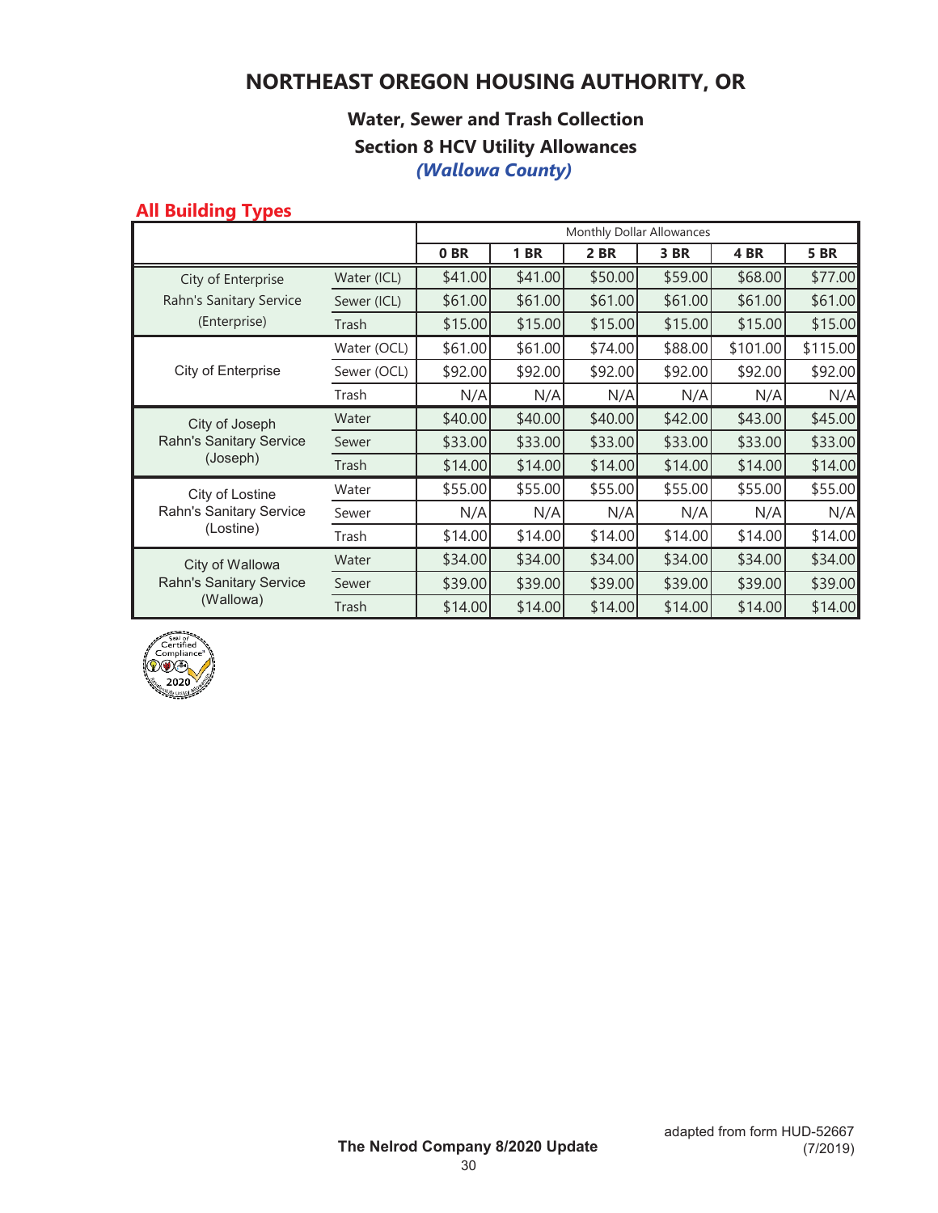# NORTHEAST OREGON HOUSING AUTHORITY, OR

## Water, Sewer and Trash Collection

## Section 8 HCV Utility Allowances

***(Wallowa County)***

### All Building Types

| | | Monthly Dollar Allowances | | | | | |
|---|---|---|---|---|---|---|---|
| | | **0 BR** | **1 BR** | **2 BR** | **3 BR** | **4 BR** | **5 BR** |
| City of Enterprise Rahn's Sanitary Service (Enterprise) | Water (ICL) | $41.00 | $41.00 | $50.00 | $59.00 | $68.00 | $77.00 |
| | Sewer (ICL) | $61.00 | $61.00 | $61.00 | $61.00 | $61.00 | $61.00 |
| | Trash | $15.00 | $15.00 | $15.00 | $15.00 | $15.00 | $15.00 |
| City of Enterprise | Water (OCL) | $61.00 | $61.00 | $74.00 | $88.00 | $101.00 | $115.00 |
| | Sewer (OCL) | $92.00 | $92.00 | $92.00 | $92.00 | $92.00 | $92.00 |
| | Trash | N/A | N/A | N/A | N/A | N/A | N/A |
| City of Joseph Rahn's Sanitary Service (Joseph) | Water | $40.00 | $40.00 | $40.00 | $42.00 | $43.00 | $45.00 |
| | Sewer | $33.00 | $33.00 | $33.00 | $33.00 | $33.00 | $33.00 |
| | Trash | $14.00 | $14.00 | $14.00 | $14.00 | $14.00 | $14.00 |
| City of Lostine Rahn's Sanitary Service (Lostine) | Water | $55.00 | $55.00 | $55.00 | $55.00 | $55.00 | $55.00 |
| | Sewer | N/A | N/A | N/A | N/A | N/A | N/A |
| | Trash | $14.00 | $14.00 | $14.00 | $14.00 | $14.00 | $14.00 |
| City of Wallowa Rahn's Sanitary Service (Wallowa) | Water | $34.00 | $34.00 | $34.00 | $34.00 | $34.00 | $34.00 |
| | Sewer | $39.00 | $39.00 | $39.00 | $39.00 | $39.00 | $39.00 |
| | Trash | $14.00 | $14.00 | $14.00 | $14.00 | $14.00 | $14.00 |

Seal of Certified Compliance 2020

**The Nelrod Company 8/2020 Update**

adapted from form HUD-52667 (7/2019)